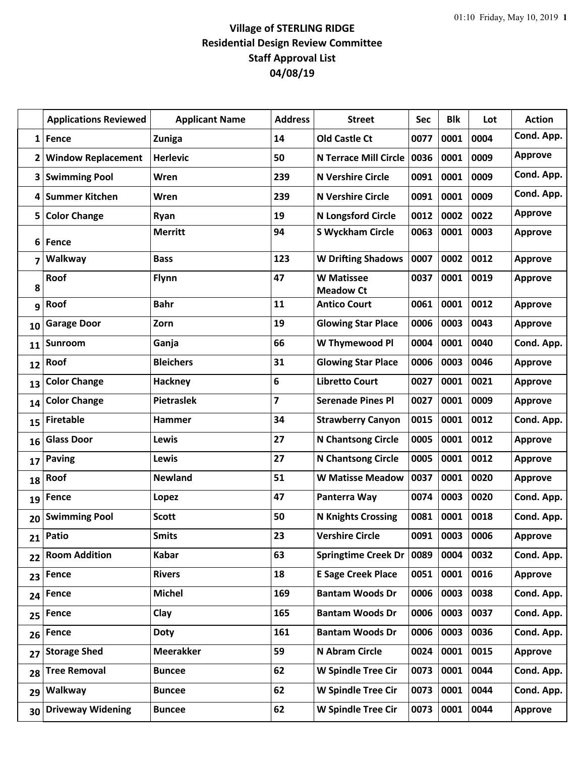# Village of STERLING RIDGE
## Residential Design Review Committee
## Staff Approval List
## 04/08/19

| | Applications Reviewed | Applicant Name | Address | Street | Sec | Blk | Lot | Action |
|---|---|---|---|---|---|---|---|---|
| 1 | Fence | Zuniga | 14 | Old Castle Ct | 0077 | 0001 | 0004 | Cond. App. |
| 2 | Window Replacement | Herlevic | 50 | N Terrace Mill Circle | 0036 | 0001 | 0009 | Approve |
| 3 | Swimming Pool | Wren | 239 | N Vershire Circle | 0091 | 0001 | 0009 | Cond. App. |
| 4 | Summer Kitchen | Wren | 239 | N Vershire Circle | 0091 | 0001 | 0009 | Cond. App. |
| 5 | Color Change | Ryan | 19 | N Longsford Circle | 0012 | 0002 | 0022 | Approve |
| 6 | Fence | Merritt | 94 | S Wyckham Circle | 0063 | 0001 | 0003 | Approve |
| 7 | Walkway | Bass | 123 | W Drifting Shadows | 0007 | 0002 | 0012 | Approve |
| 8 | Roof | Flynn | 47 | W Matissee Meadow Ct | 0037 | 0001 | 0019 | Approve |
| 9 | Roof | Bahr | 11 | Antico Court | 0061 | 0001 | 0012 | Approve |
| 10 | Garage Door | Zorn | 19 | Glowing Star Place | 0006 | 0003 | 0043 | Approve |
| 11 | Sunroom | Ganja | 66 | W Thymewood Pl | 0004 | 0001 | 0040 | Cond. App. |
| 12 | Roof | Bleichers | 31 | Glowing Star Place | 0006 | 0003 | 0046 | Approve |
| 13 | Color Change | Hackney | 6 | Libretto Court | 0027 | 0001 | 0021 | Approve |
| 14 | Color Change | Pietraslek | 7 | Serenade Pines Pl | 0027 | 0001 | 0009 | Approve |
| 15 | Firetable | Hammer | 34 | Strawberry Canyon | 0015 | 0001 | 0012 | Cond. App. |
| 16 | Glass Door | Lewis | 27 | N Chantsong Circle | 0005 | 0001 | 0012 | Approve |
| 17 | Paving | Lewis | 27 | N Chantsong Circle | 0005 | 0001 | 0012 | Approve |
| 18 | Roof | Newland | 51 | W Matisse Meadow | 0037 | 0001 | 0020 | Approve |
| 19 | Fence | Lopez | 47 | Panterra Way | 0074 | 0003 | 0020 | Cond. App. |
| 20 | Swimming Pool | Scott | 50 | N Knights Crossing | 0081 | 0001 | 0018 | Cond. App. |
| 21 | Patio | Smits | 23 | Vershire Circle | 0091 | 0003 | 0006 | Approve |
| 22 | Room Addition | Kabar | 63 | Springtime Creek Dr | 0089 | 0004 | 0032 | Cond. App. |
| 23 | Fence | Rivers | 18 | E Sage Creek Place | 0051 | 0001 | 0016 | Approve |
| 24 | Fence | Michel | 169 | Bantam Woods Dr | 0006 | 0003 | 0038 | Cond. App. |
| 25 | Fence | Clay | 165 | Bantam Woods Dr | 0006 | 0003 | 0037 | Cond. App. |
| 26 | Fence | Doty | 161 | Bantam Woods Dr | 0006 | 0003 | 0036 | Cond. App. |
| 27 | Storage Shed | Meerakker | 59 | N Abram Circle | 0024 | 0001 | 0015 | Approve |
| 28 | Tree Removal | Buncee | 62 | W Spindle Tree Cir | 0073 | 0001 | 0044 | Cond. App. |
| 29 | Walkway | Buncee | 62 | W Spindle Tree Cir | 0073 | 0001 | 0044 | Cond. App. |
| 30 | Driveway Widening | Buncee | 62 | W Spindle Tree Cir | 0073 | 0001 | 0044 | Approve |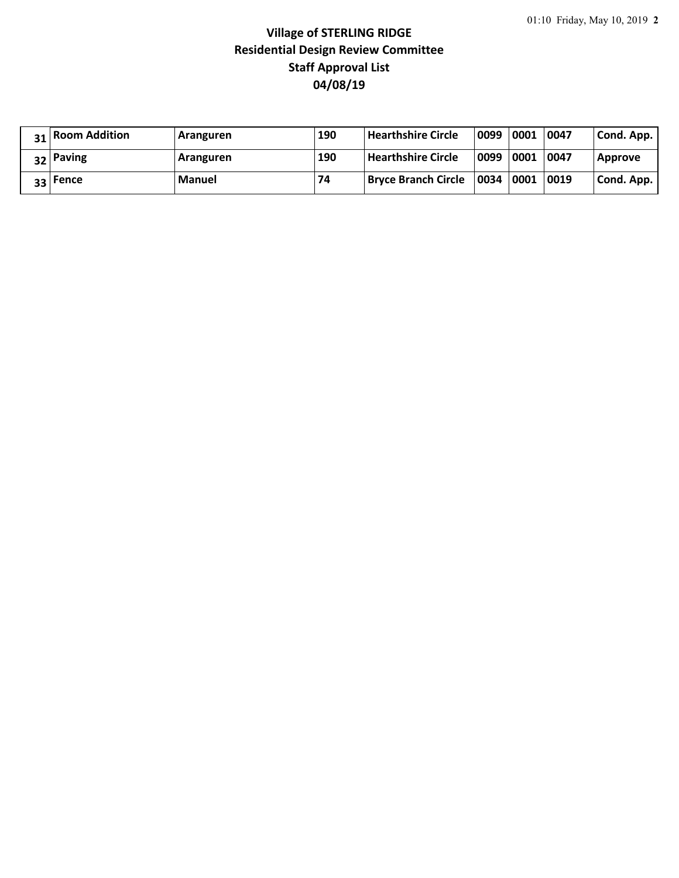**Village of STERLING RIDGE**
**Residential Design Review Committee**
**Staff Approval List**
**04/08/19**

| | | | | | | | | |
|---|---|---|---|---|---|---|---|---|
| 31 | Room Addition | Aranguren | 190 | Hearthshire Circle | 0099 | 0001 | 0047 | Cond. App. |
| 32 | Paving | Aranguren | 190 | Hearthshire Circle | 0099 | 0001 | 0047 | Approve |
| 33 | Fence | Manuel | 74 | Bryce Branch Circle | 0034 | 0001 | 0019 | Cond. App. |